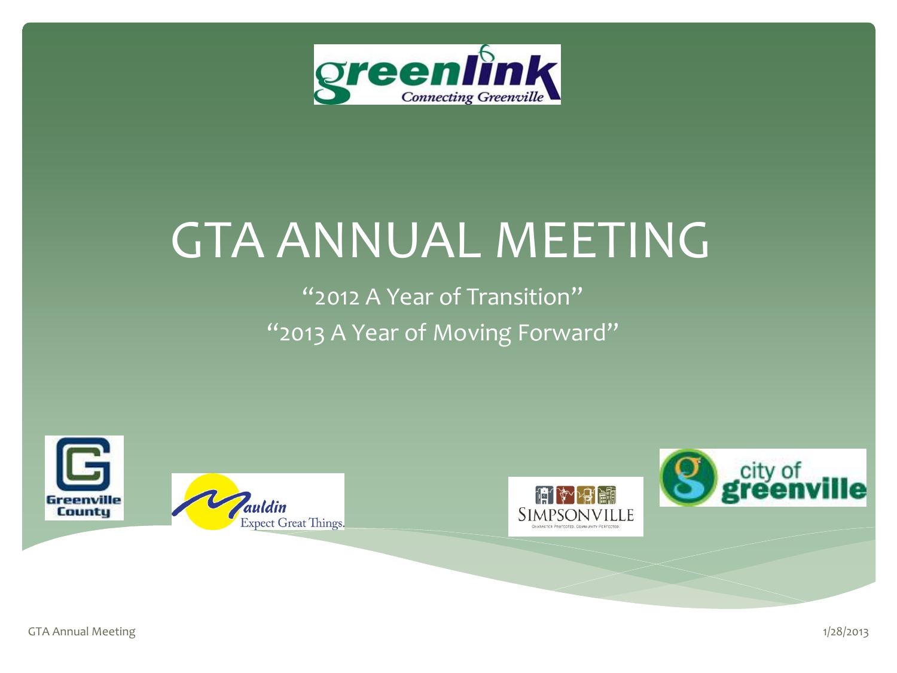# GTA ANNUAL MEETING

"2012 A Year of Transition"

"2013 A Year of Moving Forward"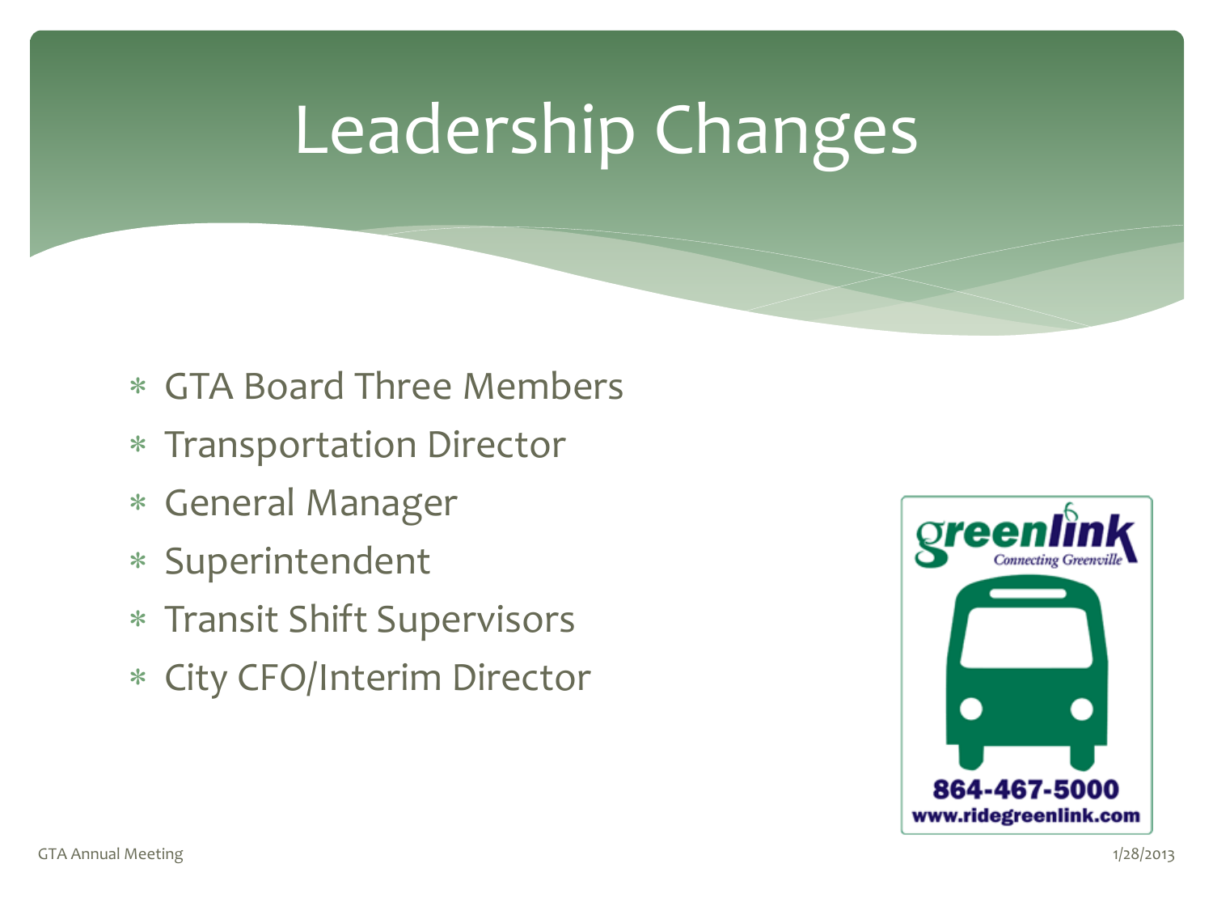# Leadership Changes

* GTA Board Three Members
* Transportation Director
* General Manager
* Superintendent
* Transit Shift Supervisors
* City CFO/Interim Director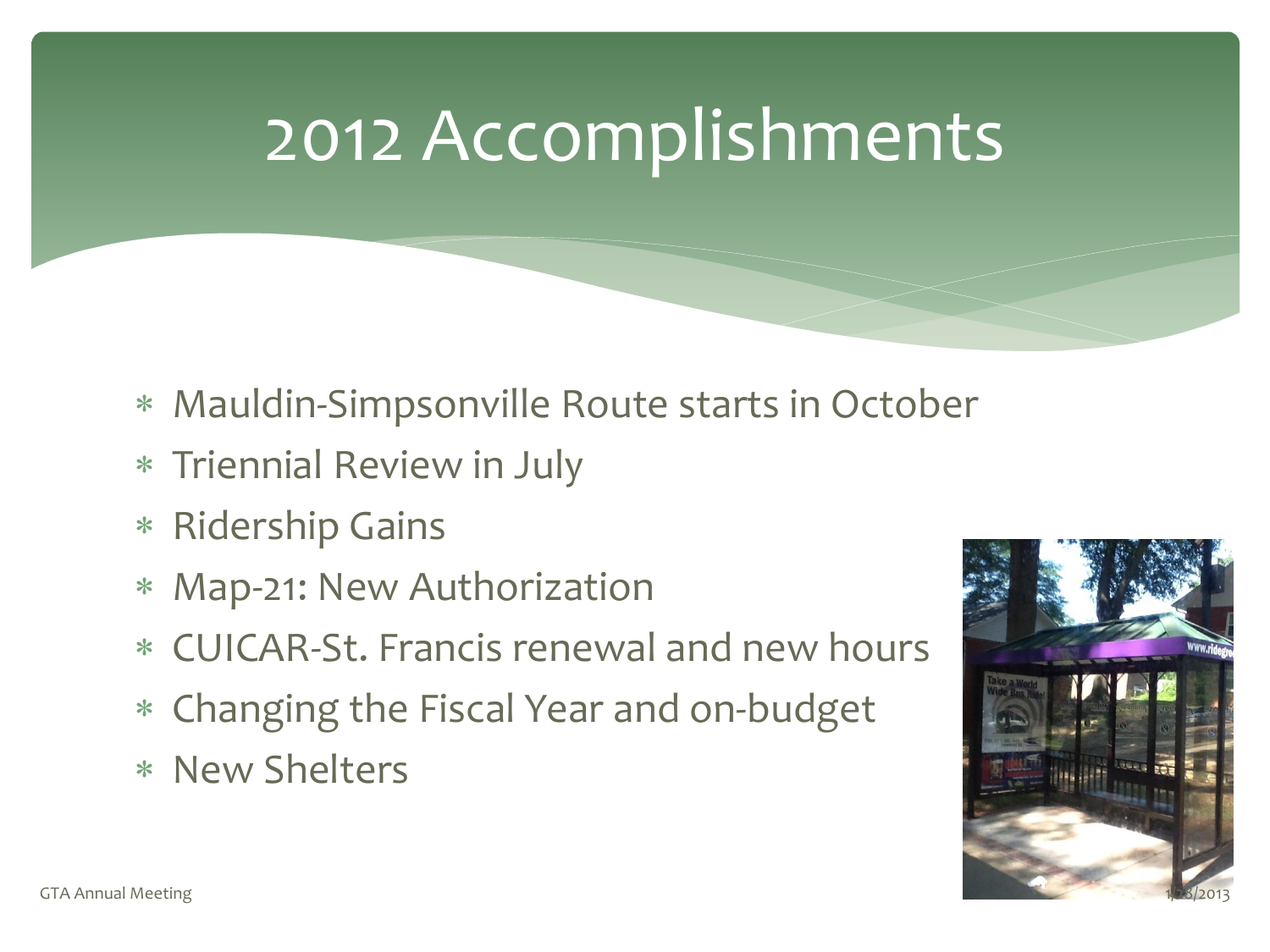# 2012 Accomplishments

- Mauldin-Simpsonville Route starts in October
- Triennial Review in July
- Ridership Gains
- Map-21: New Authorization
- CUICAR-St. Francis renewal and new hours
- Changing the Fiscal Year and on-budget
- New Shelters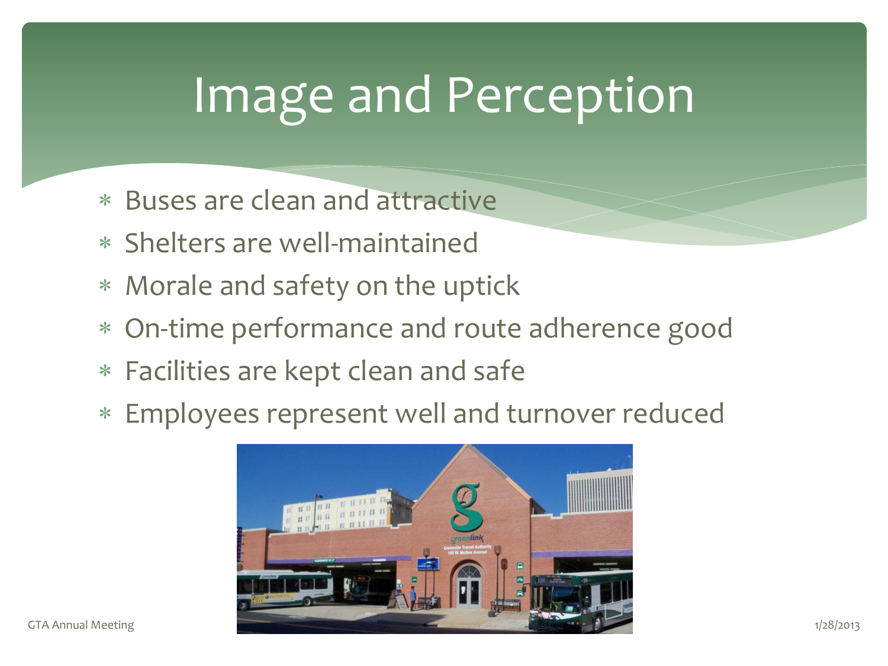# Image and Perception

- Buses are clean and attractive
- Shelters are well-maintained
- Morale and safety on the uptick
- On-time performance and route adherence good
- Facilities are kept clean and safe
- Employees represent well and turnover reduced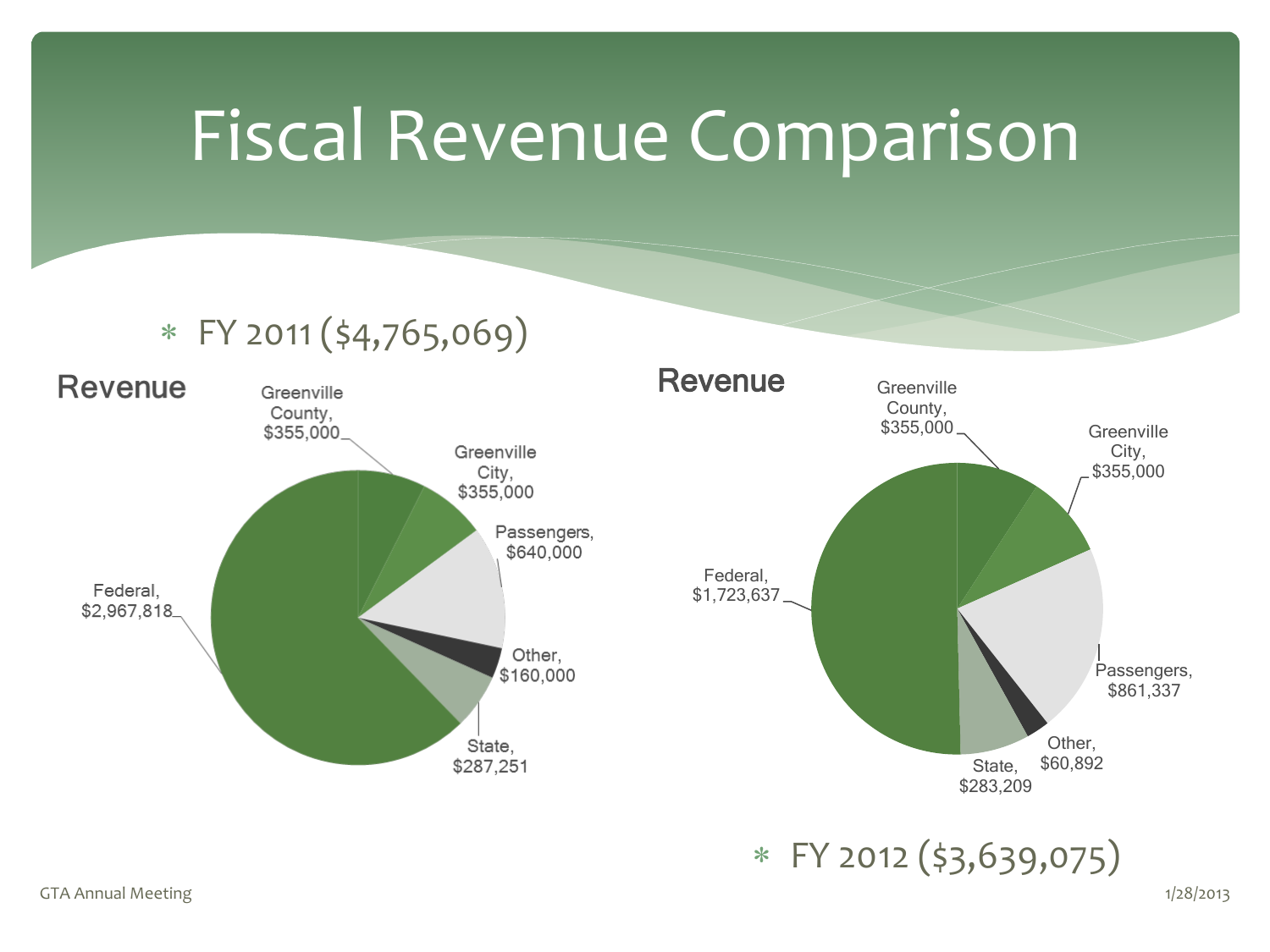# Fiscal Revenue Comparison

* FY 2011 ($4,765,069)

**Revenue**

| Source | Amount |
| --- | --- |
| Greenville County | $355,000 |
| Greenville City | $355,000 |
| Passengers | $640,000 |
| Other | $160,000 |
| State | $287,251 |
| Federal | $2,967,818 |

**Revenue**

| Source | Amount |
| --- | --- |
| Greenville County | $355,000 |
| Greenville City | $355,000 |
| Passengers | $861,337 |
| Other | $60,892 |
| State | $283,209 |
| Federal | $1,723,637 |

* FY 2012 ($3,639,075)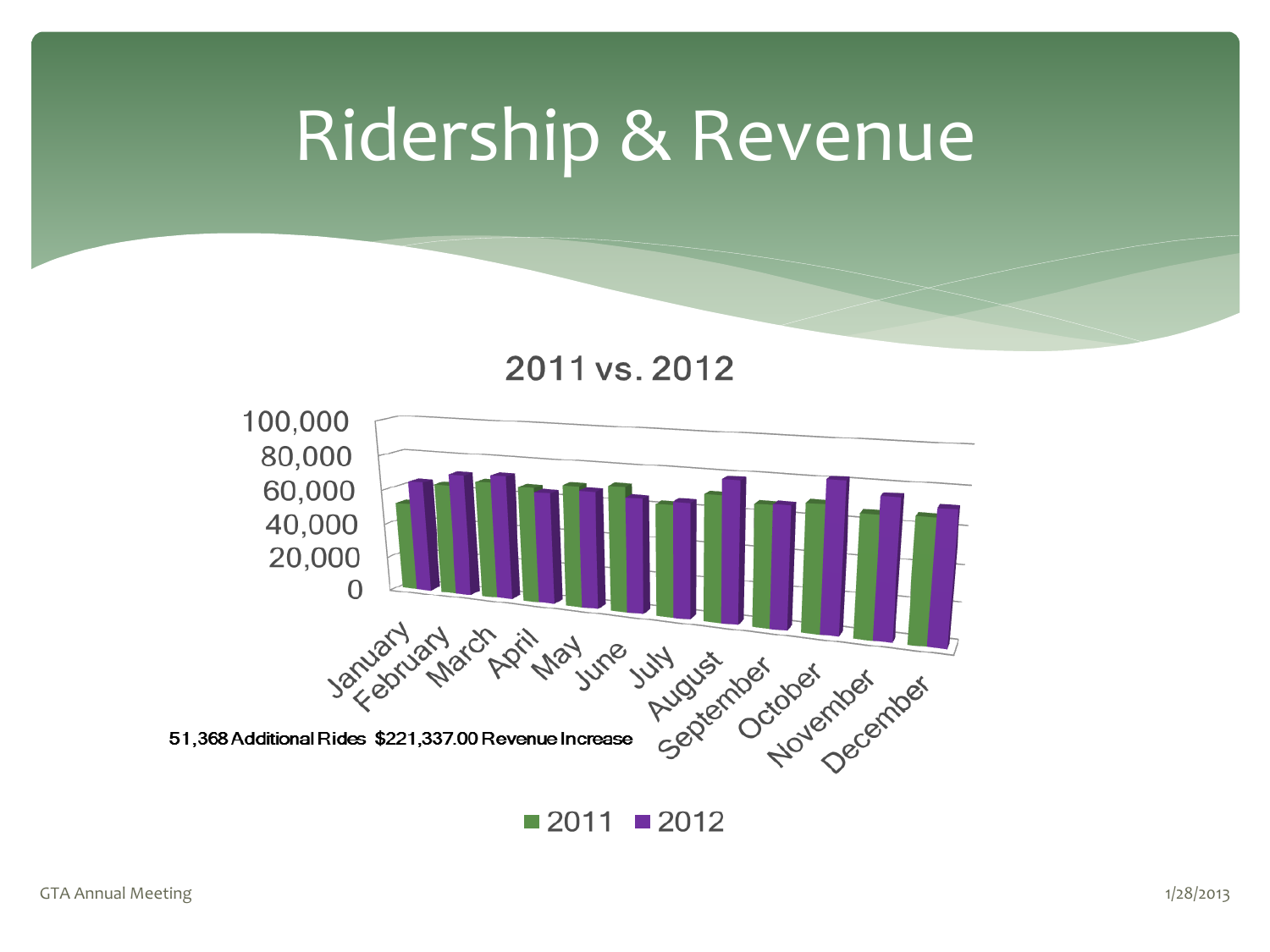# Ridership & Revenue

**2011 vs. 2012**

51,368 Additional Rides $221,337.00 Revenue Increase

■ 2011 ■ 2012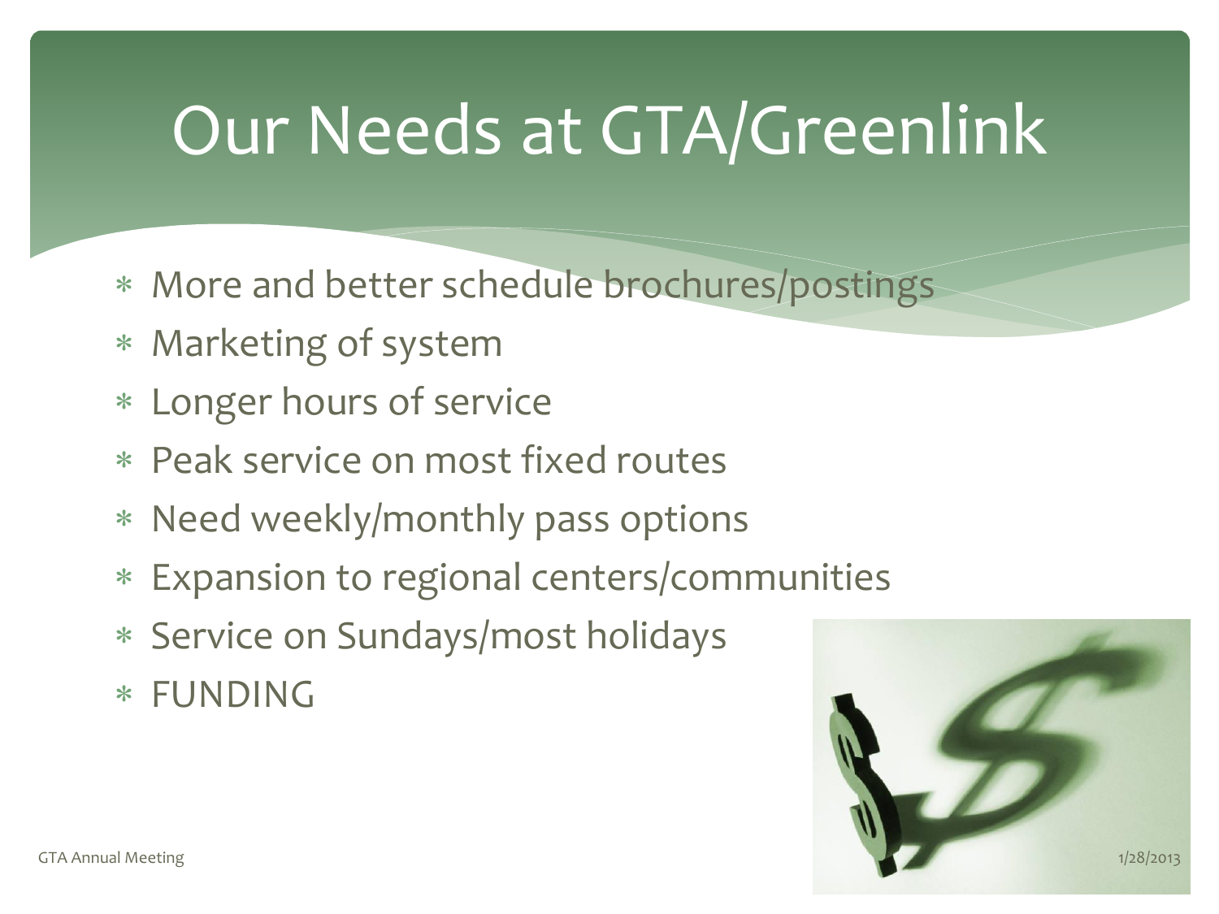# Our Needs at GTA/Greenlink

- More and better schedule brochures/postings
- Marketing of system
- Longer hours of service
- Peak service on most fixed routes
- Need weekly/monthly pass options
- Expansion to regional centers/communities
- Service on Sundays/most holidays
- FUNDING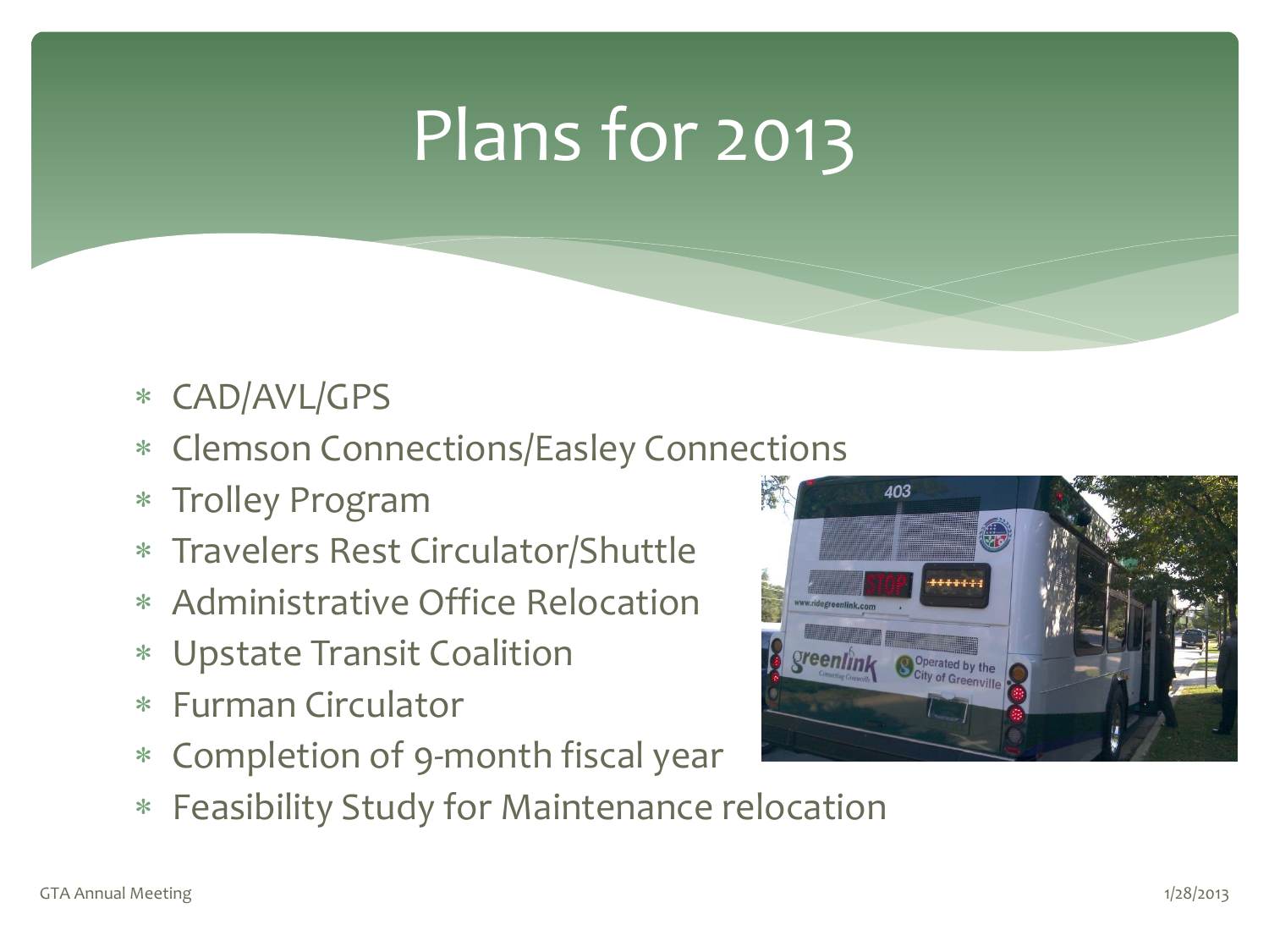# Plans for 2013

- CAD/AVL/GPS
- Clemson Connections/Easley Connections
- Trolley Program
- Travelers Rest Circulator/Shuttle
- Administrative Office Relocation
- Upstate Transit Coalition
- Furman Circulator
- Completion of 9-month fiscal year
- Feasibility Study for Maintenance relocation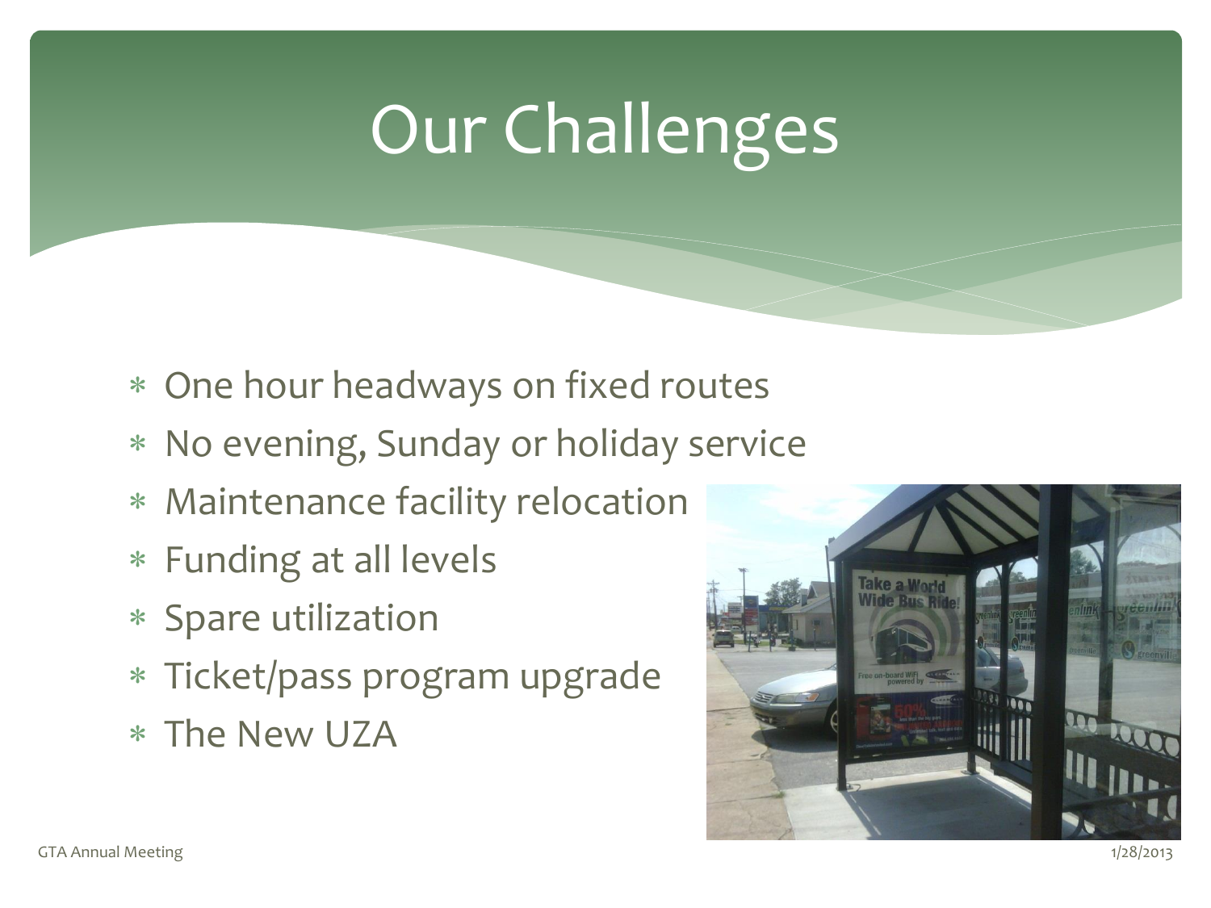# Our Challenges

- One hour headways on fixed routes
- No evening, Sunday or holiday service
- Maintenance facility relocation
- Funding at all levels
- Spare utilization
- Ticket/pass program upgrade
- The New UZA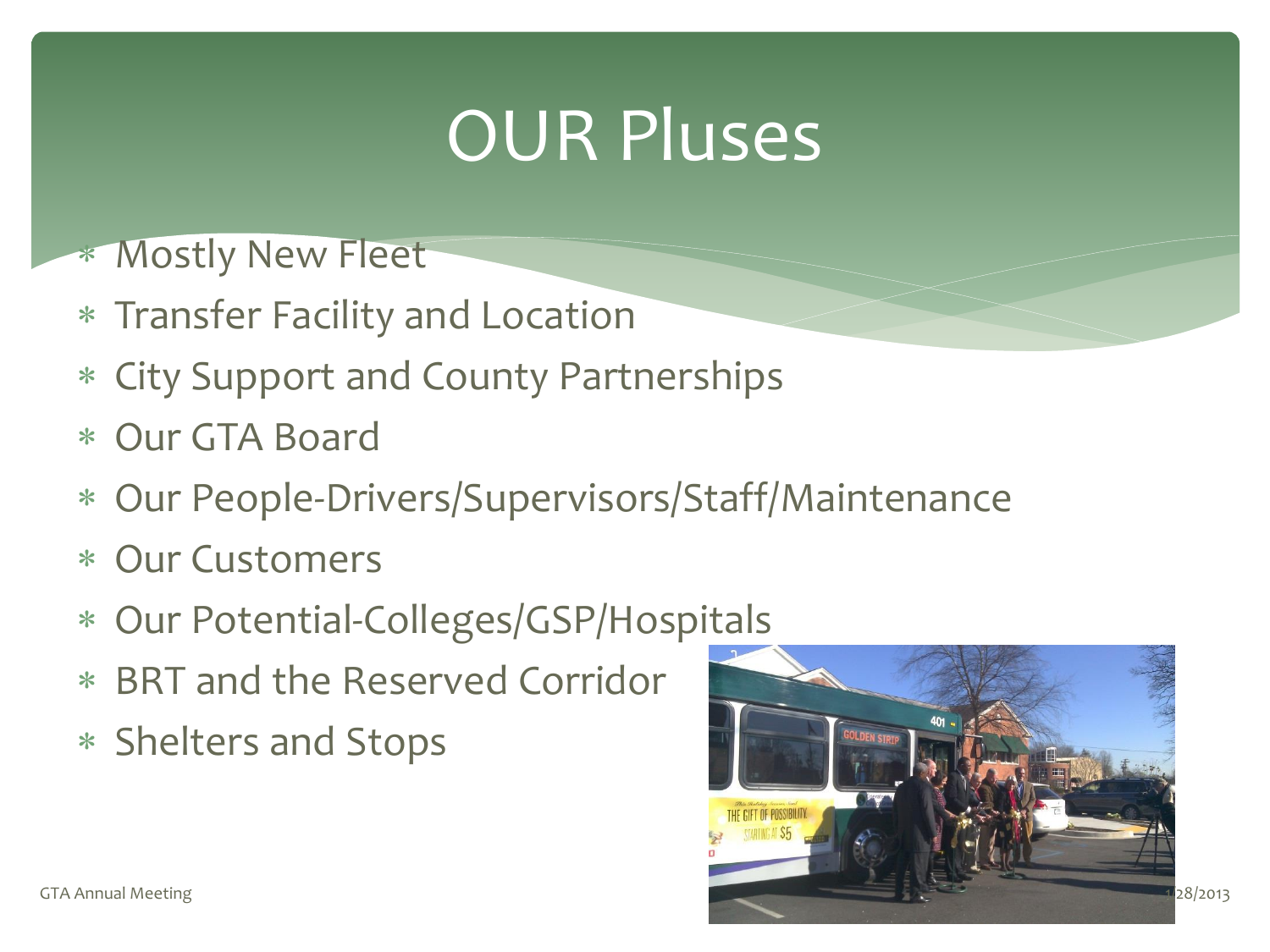# OUR Pluses

- Mostly New Fleet
- Transfer Facility and Location
- City Support and County Partnerships
- Our GTA Board
- Our People-Drivers/Supervisors/Staff/Maintenance
- Our Customers
- Our Potential-Colleges/GSP/Hospitals
- BRT and the Reserved Corridor
- Shelters and Stops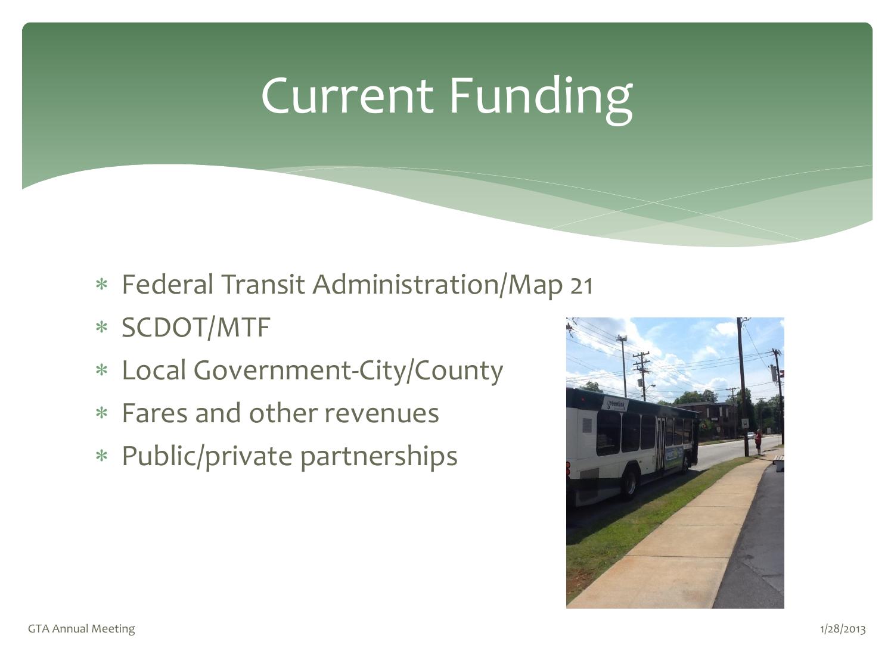# Current Funding

- Federal Transit Administration/Map 21
- SCDOT/MTF
- Local Government-City/County
- Fares and other revenues
- Public/private partnerships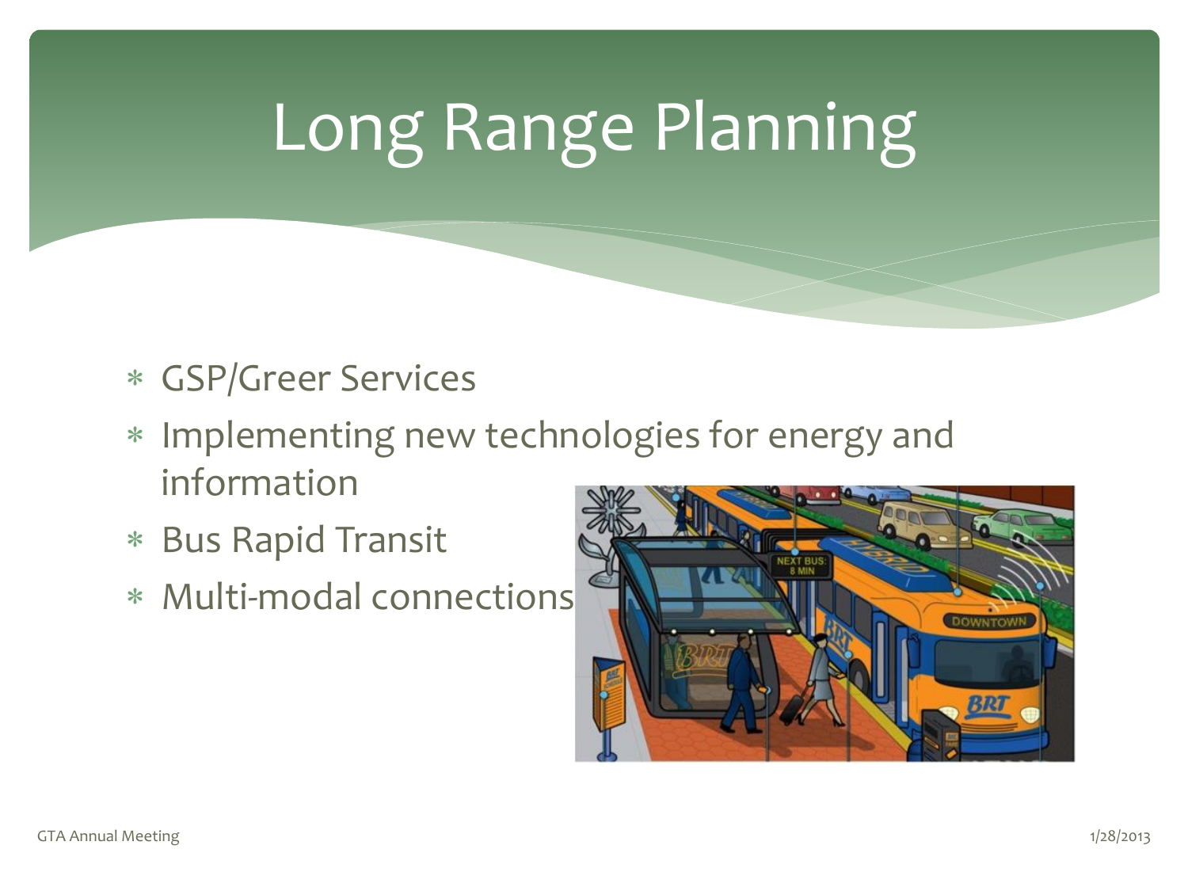# Long Range Planning

* GSP/Greer Services
* Implementing new technologies for energy and information
* Bus Rapid Transit
* Multi-modal connections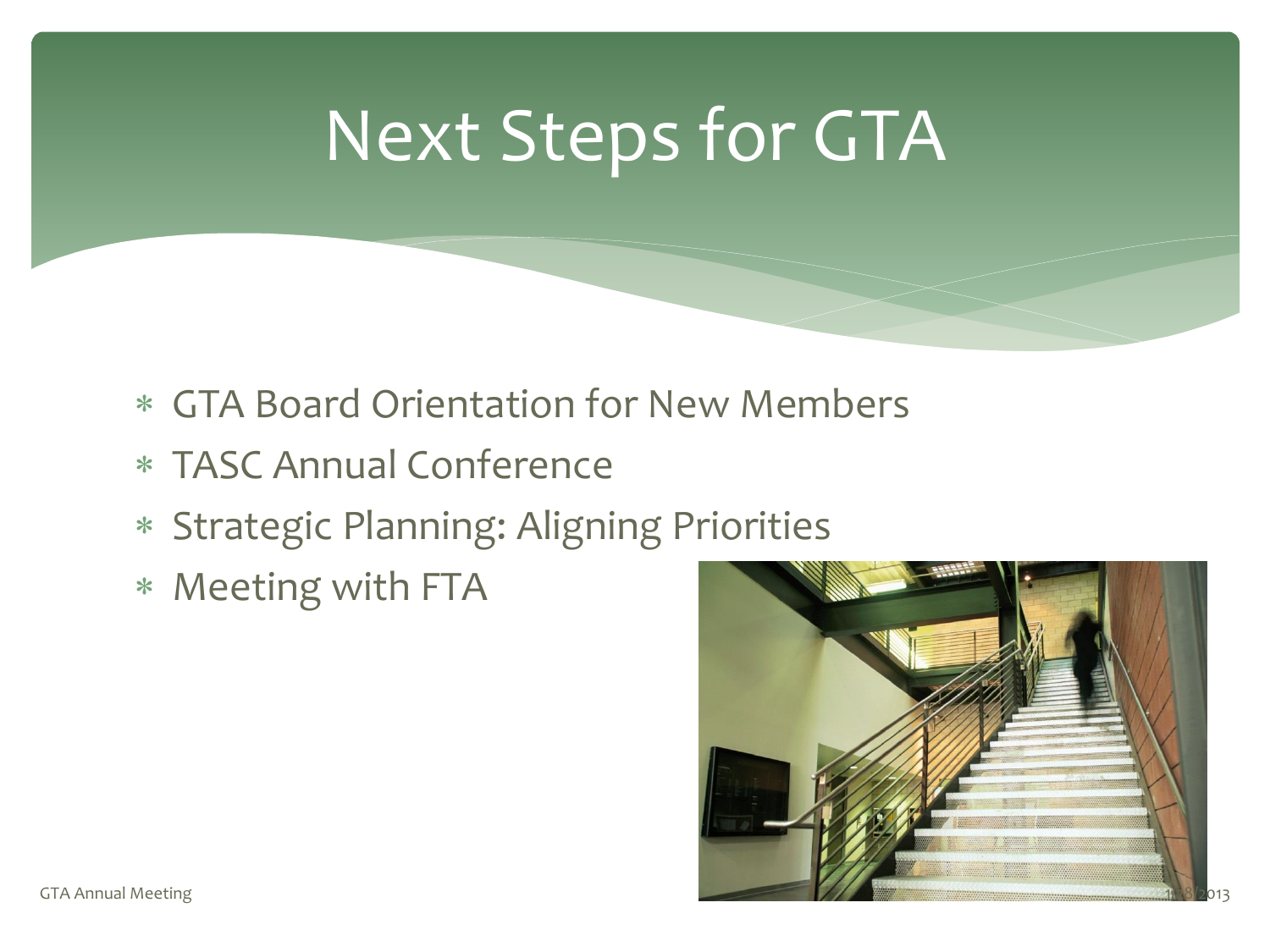# Next Steps for GTA

- GTA Board Orientation for New Members
- TASC Annual Conference
- Strategic Planning: Aligning Priorities
- Meeting with FTA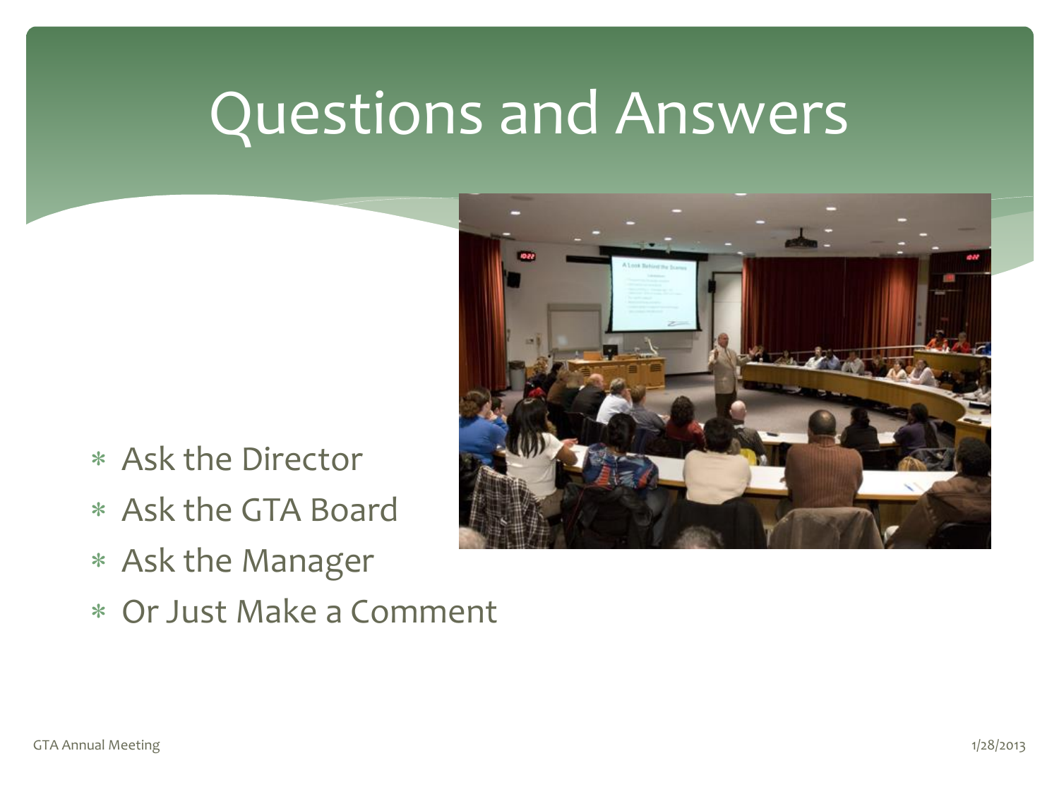# Questions and Answers

* Ask the Director
* Ask the GTA Board
* Ask the Manager
* Or Just Make a Comment